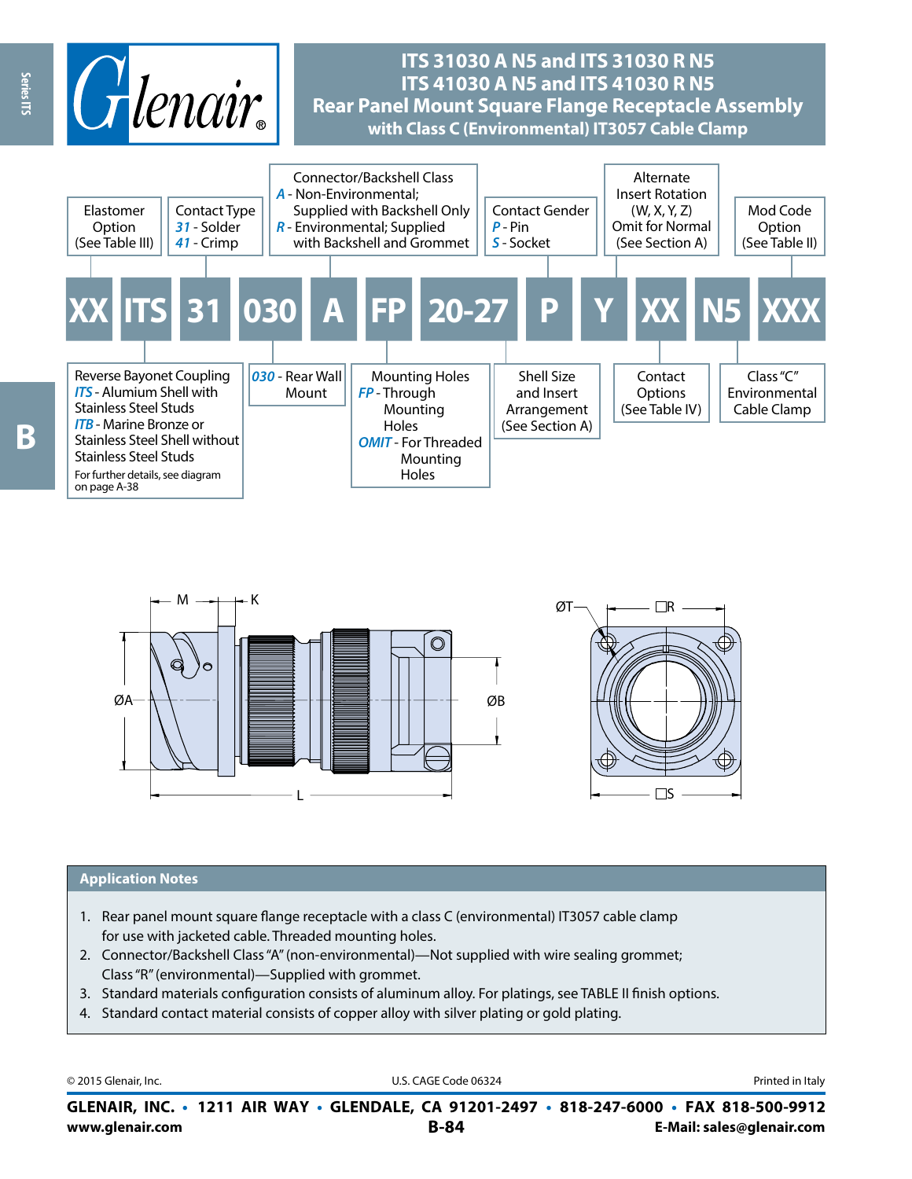# ITS 31030 A N5 and ITS 31030 R N5
# ITS 41030 A N5 and ITS 41030 R N5
## Rear Panel Mount Square Flange Receptacle Assembly with Class C (Environmental) IT3057 Cable Clamp

**XX ITS 31 030 A FP 20-27 P Y XX N5 XXX**

- **XX** – Elastomer Option (See Table III)
- **ITS** – Reverse Bayonet Coupling
  - *ITS* - Alumium Shell with Stainless Steel Studs
  - *ITB* - Marine Bronze or Stainless Steel Shell without Stainless Steel Studs
  - For further details, see diagram on page A-38
- **31** – Contact Type
  - *31* - Solder
  - *41* - Crimp
- **030** – *030* - Rear Wall Mount
- **A** – Connector/Backshell Class
  - *A* - Non-Environmental; Supplied with Backshell Only
  - *R* - Environmental; Supplied with Backshell and Grommet
- **FP** – Mounting Holes
  - *FP* - Through Mounting Holes
  - *OMIT* - For Threaded Mounting Holes
- **20-27** – Shell Size and Insert Arrangement (See Section A)
- **P** – Contact Gender
  - *P* - Pin
  - *S* - Socket
- **Y** – Alternate Insert Rotation (W, X, Y, Z) Omit for Normal (See Section A)
- **XX** – Contact Options (See Table IV)
- **N5** – Class "C" Environmental Cable Clamp
- **XXX** – Mod Code Option (See Table II)

M, K, ØA, ØB, L, ØT, □R, □S

### Application Notes

1. Rear panel mount square flange receptacle with a class C (environmental) IT3057 cable clamp for use with jacketed cable. Threaded mounting holes.
2. Connector/Backshell Class "A" (non-environmental)—Not supplied with wire sealing grommet; Class "R" (environmental)—Supplied with grommet.
3. Standard materials configuration consists of aluminum alloy. For platings, see TABLE II finish options.
4. Standard contact material consists of copper alloy with silver plating or gold plating.

© 2015 Glenair, Inc. U.S. CAGE Code 06324 Printed in Italy

**GLENAIR, INC. • 1211 AIR WAY • GLENDALE, CA 91201-2497 • 818-247-6000 • FAX 818-500-9912**
**www.glenair.com** **E-Mail: sales@glenair.com**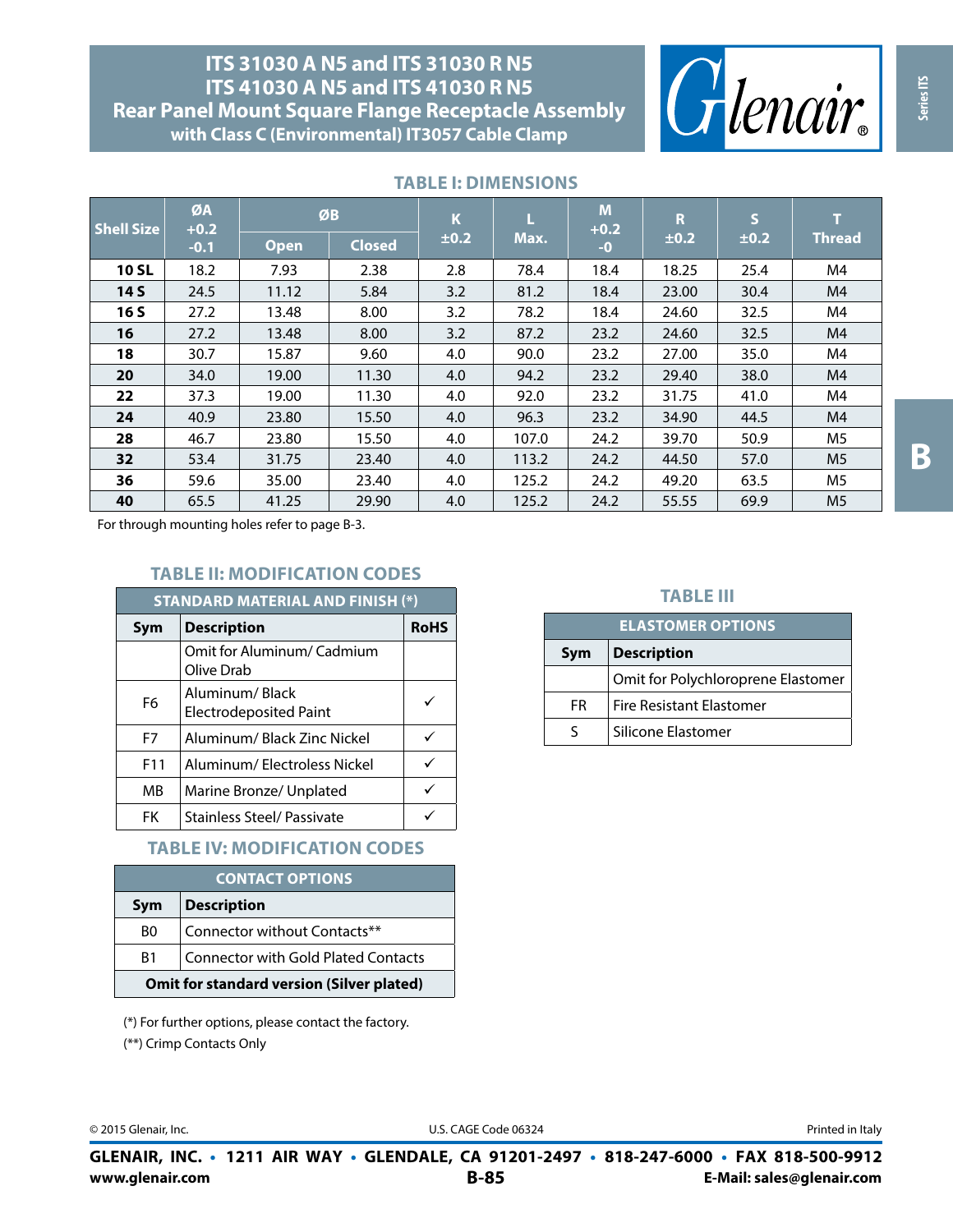# ITS 31030 A N5 and ITS 31030 R N5
# ITS 41030 A N5 and ITS 41030 R N5
# Rear Panel Mount Square Flange Receptacle Assembly
## with Class C (Environmental) IT3057 Cable Clamp

### TABLE I: DIMENSIONS

| Shell Size | ØA +0.2 -0.1 | ØB | | K ±0.2 | L Max. | M +0.2 -0 | R ±0.2 | S ±0.2 | T Thread |
|---|---|---|---|---|---|---|---|---|---|
| | | Open | Closed | | | | | | |
| **10 SL** | 18.2 | 7.93 | 2.38 | 2.8 | 78.4 | 18.4 | 18.25 | 25.4 | M4 |
| **14 S** | 24.5 | 11.12 | 5.84 | 3.2 | 81.2 | 18.4 | 23.00 | 30.4 | M4 |
| **16 S** | 27.2 | 13.48 | 8.00 | 3.2 | 78.2 | 18.4 | 24.60 | 32.5 | M4 |
| **16** | 27.2 | 13.48 | 8.00 | 3.2 | 87.2 | 23.2 | 24.60 | 32.5 | M4 |
| **18** | 30.7 | 15.87 | 9.60 | 4.0 | 90.0 | 23.2 | 27.00 | 35.0 | M4 |
| **20** | 34.0 | 19.00 | 11.30 | 4.0 | 94.2 | 23.2 | 29.40 | 38.0 | M4 |
| **22** | 37.3 | 19.00 | 11.30 | 4.0 | 92.0 | 23.2 | 31.75 | 41.0 | M4 |
| **24** | 40.9 | 23.80 | 15.50 | 4.0 | 96.3 | 23.2 | 34.90 | 44.5 | M4 |
| **28** | 46.7 | 23.80 | 15.50 | 4.0 | 107.0 | 24.2 | 39.70 | 50.9 | M5 |
| **32** | 53.4 | 31.75 | 23.40 | 4.0 | 113.2 | 24.2 | 44.50 | 57.0 | M5 |
| **36** | 59.6 | 35.00 | 23.40 | 4.0 | 125.2 | 24.2 | 49.20 | 63.5 | M5 |
| **40** | 65.5 | 41.25 | 29.90 | 4.0 | 125.2 | 24.2 | 55.55 | 69.9 | M5 |

For through mounting holes refer to page B-3.

### TABLE II: MODIFICATION CODES

| STANDARD MATERIAL AND FINISH (*) | | |
|---|---|---|
| **Sym** | **Description** | **RoHS** |
| | Omit for Aluminum/ Cadmium Olive Drab | |
| F6 | Aluminum/ Black Electrodeposited Paint | ✓ |
| F7 | Aluminum/ Black Zinc Nickel | ✓ |
| F11 | Aluminum/ Electroless Nickel | ✓ |
| MB | Marine Bronze/ Unplated | ✓ |
| FK | Stainless Steel/ Passivate | ✓ |

### TABLE III

| ELASTOMER OPTIONS | |
|---|---|
| **Sym** | **Description** |
| | Omit for Polychloroprene Elastomer |
| FR | Fire Resistant Elastomer |
| S | Silicone Elastomer |

### TABLE IV: MODIFICATION CODES

| CONTACT OPTIONS | |
|---|---|
| **Sym** | **Description** |
| B0 | Connector without Contacts** |
| B1 | Connector with Gold Plated Contacts |
| **Omit for standard version (Silver plated)** | |

(*) For further options, please contact the factory.

(**) Crimp Contacts Only